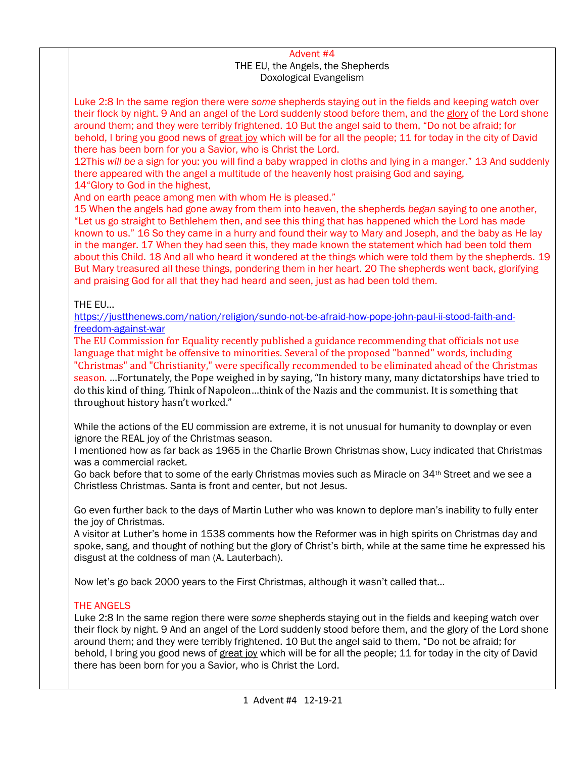Advent #4

THE EU, the Angels, the Shepherds

Doxological Evangelism

Luke 2:8 In the same region there were *some* shepherds staying out in the fields and keeping watch over their flock by night. 9 And an angel of the Lord suddenly stood before them, and the glory of the Lord shone around them; and they were terribly frightened. 10 But the angel said to them, “Do not be afraid; for behold, I bring you good news of great joy which will be for all the people; 11 for today in the city of David there has been born for you a Savior, who is Christ the Lord.

12This *will be* a sign for you: you will find a baby wrapped in cloths and lying in a manger.” 13 And suddenly there appeared with the angel a multitude of the heavenly host praising God and saying,

14“Glory to God in the highest,

And on earth peace among men with whom He is pleased.”

15 When the angels had gone away from them into heaven, the shepherds *began* saying to one another, “Let us go straight to Bethlehem then, and see this thing that has happened which the Lord has made known to us.” 16 So they came in a hurry and found their way to Mary and Joseph, and the baby as He lay in the manger. 17 When they had seen this, they made known the statement which had been told them about this Child. 18 And all who heard it wondered at the things which were told them by the shepherds. 19 But Mary treasured all these things, pondering them in her heart. 20 The shepherds went back, glorifying and praising God for all that they had heard and seen, just as had been told them.

THE EU…

https://justthenews.com/nation/religion/sundo-not-be-afraid-how-pope-john-paul-ii-stood-faith-and-freedom-against-war

The EU Commission for Equality recently published a guidance recommending that officials not use language that might be offensive to minorities. Several of the proposed "banned" words, including "Christmas" and "Christianity," were specifically recommended to be eliminated ahead of the Christmas season. …Fortunately, the Pope weighed in by saying, “In history many, many dictatorships have tried to do this kind of thing. Think of Napoleon…think of the Nazis and the communist. It is something that throughout history hasn't worked.”

While the actions of the EU commission are extreme, it is not unusual for humanity to downplay or even ignore the REAL joy of the Christmas season.

I mentioned how as far back as 1965 in the Charlie Brown Christmas show, Lucy indicated that Christmas was a commercial racket.

Go back before that to some of the early Christmas movies such as Miracle on 34th Street and we see a Christless Christmas. Santa is front and center, but not Jesus.

Go even further back to the days of Martin Luther who was known to deplore man's inability to fully enter the joy of Christmas.

A visitor at Luther's home in 1538 comments how the Reformer was in high spirits on Christmas day and spoke, sang, and thought of nothing but the glory of Christ's birth, while at the same time he expressed his disgust at the coldness of man (A. Lauterbach).

Now let's go back 2000 years to the First Christmas, although it wasn't called that…

THE ANGELS

Luke 2:8 In the same region there were *some* shepherds staying out in the fields and keeping watch over their flock by night. 9 And an angel of the Lord suddenly stood before them, and the glory of the Lord shone around them; and they were terribly frightened. 10 But the angel said to them, “Do not be afraid; for behold, I bring you good news of great joy which will be for all the people; 11 for today in the city of David there has been born for you a Savior, who is Christ the Lord.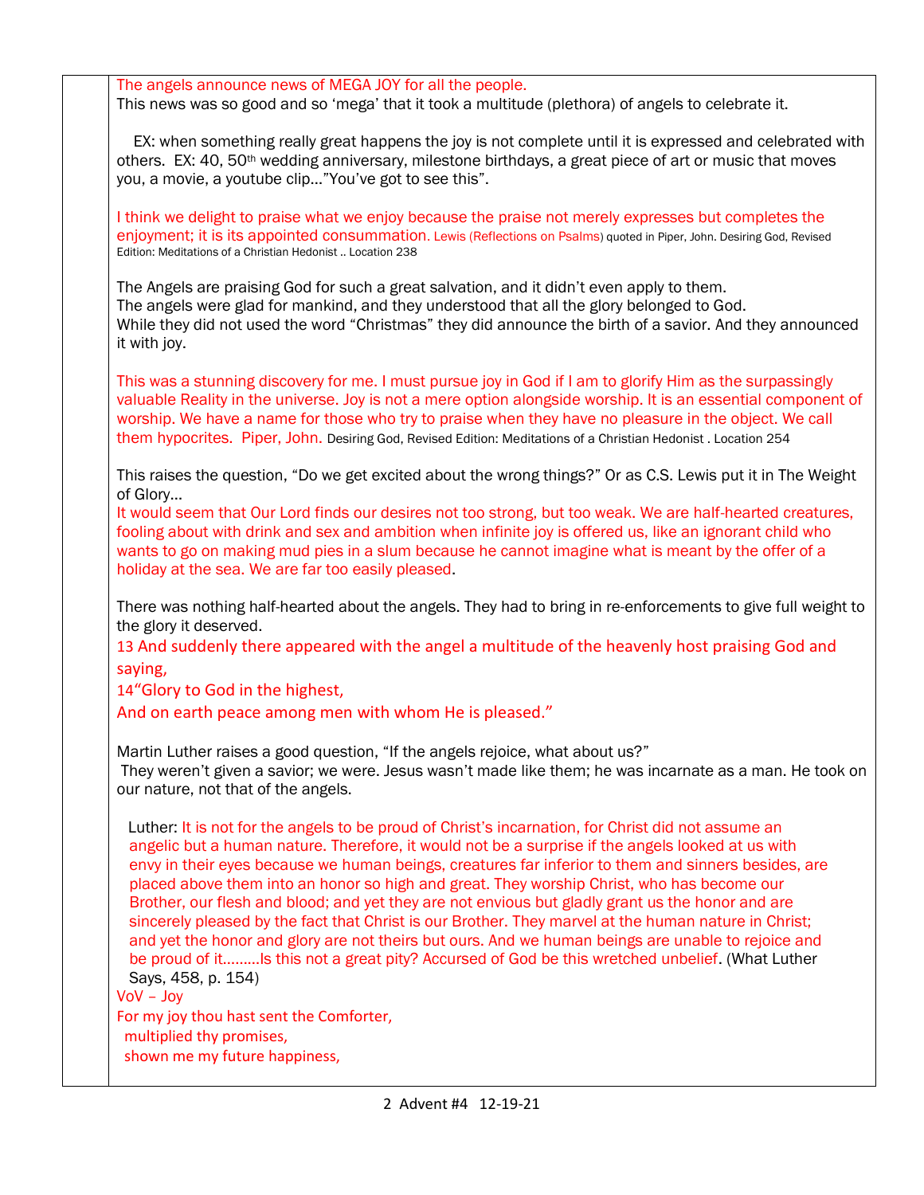The angels announce news of MEGA JOY for all the people.
This news was so good and so 'mega' that it took a multitude (plethora) of angels to celebrate it.

EX: when something really great happens the joy is not complete until it is expressed and celebrated with others. EX: 40, 50th wedding anniversary, milestone birthdays, a great piece of art or music that moves you, a movie, a youtube clip…"You've got to see this".

I think we delight to praise what we enjoy because the praise not merely expresses but completes the enjoyment; it is its appointed consummation. Lewis (Reflections on Psalms) quoted in Piper, John. Desiring God, Revised Edition: Meditations of a Christian Hedonist .. Location 238

The Angels are praising God for such a great salvation, and it didn't even apply to them.
The angels were glad for mankind, and they understood that all the glory belonged to God.
While they did not used the word "Christmas" they did announce the birth of a savior. And they announced it with joy.

This was a stunning discovery for me. I must pursue joy in God if I am to glorify Him as the surpassingly valuable Reality in the universe. Joy is not a mere option alongside worship. It is an essential component of worship. We have a name for those who try to praise when they have no pleasure in the object. We call them hypocrites. Piper, John. Desiring God, Revised Edition: Meditations of a Christian Hedonist . Location 254

This raises the question, "Do we get excited about the wrong things?" Or as C.S. Lewis put it in The Weight of Glory…
It would seem that Our Lord finds our desires not too strong, but too weak. We are half-hearted creatures, fooling about with drink and sex and ambition when infinite joy is offered us, like an ignorant child who wants to go on making mud pies in a slum because he cannot imagine what is meant by the offer of a holiday at the sea. We are far too easily pleased.

There was nothing half-hearted about the angels. They had to bring in re-enforcements to give full weight to the glory it deserved.
13 And suddenly there appeared with the angel a multitude of the heavenly host praising God and saying,
14"Glory to God in the highest,
And on earth peace among men with whom He is pleased."

Martin Luther raises a good question, "If the angels rejoice, what about us?"
They weren't given a savior; we were. Jesus wasn't made like them; he was incarnate as a man. He took on our nature, not that of the angels.

Luther: It is not for the angels to be proud of Christ's incarnation, for Christ did not assume an angelic but a human nature. Therefore, it would not be a surprise if the angels looked at us with envy in their eyes because we human beings, creatures far inferior to them and sinners besides, are placed above them into an honor so high and great. They worship Christ, who has become our Brother, our flesh and blood; and yet they are not envious but gladly grant us the honor and are sincerely pleased by the fact that Christ is our Brother. They marvel at the human nature in Christ; and yet the honor and glory are not theirs but ours. And we human beings are unable to rejoice and be proud of it………Is this not a great pity? Accursed of God be this wretched unbelief. (What Luther Says, 458, p. 154)

VoV – Joy
For my joy thou hast sent the Comforter,
multiplied thy promises,
shown me my future happiness,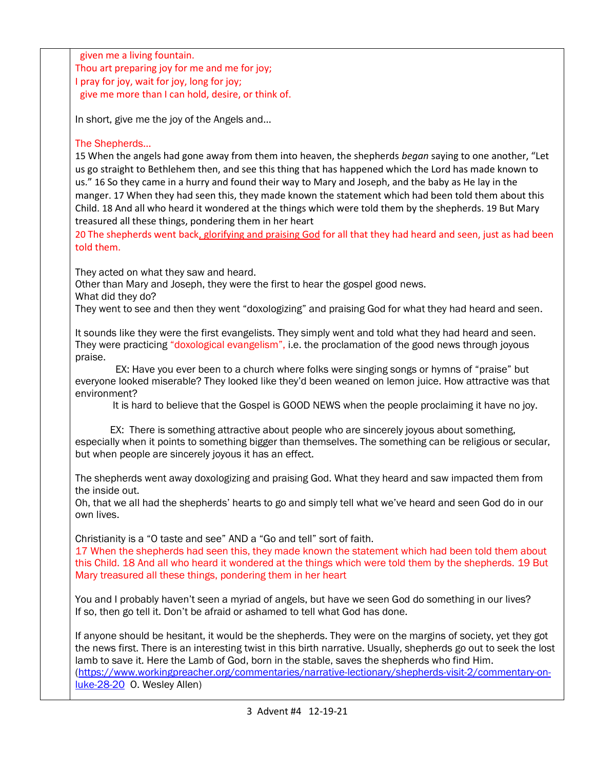given me a living fountain.
Thou art preparing joy for me and me for joy;
I pray for joy, wait for joy, long for joy;
give me more than I can hold, desire, or think of.

In short, give me the joy of the Angels and…

The Shepherds…

15 When the angels had gone away from them into heaven, the shepherds *began* saying to one another, "Let us go straight to Bethlehem then, and see this thing that has happened which the Lord has made known to us." 16 So they came in a hurry and found their way to Mary and Joseph, and the baby as He lay in the manger. 17 When they had seen this, they made known the statement which had been told them about this Child. 18 And all who heard it wondered at the things which were told them by the shepherds. 19 But Mary treasured all these things, pondering them in her heart

20 The shepherds went back, glorifying and praising God for all that they had heard and seen, just as had been told them.

They acted on what they saw and heard.
Other than Mary and Joseph, they were the first to hear the gospel good news.
What did they do?
They went to see and then they went "doxologizing" and praising God for what they had heard and seen.

It sounds like they were the first evangelists. They simply went and told what they had heard and seen. They were practicing "doxological evangelism", i.e. the proclamation of the good news through joyous praise.

EX: Have you ever been to a church where folks were singing songs or hymns of "praise" but everyone looked miserable? They looked like they'd been weaned on lemon juice. How attractive was that environment?

It is hard to believe that the Gospel is GOOD NEWS when the people proclaiming it have no joy.

EX: There is something attractive about people who are sincerely joyous about something, especially when it points to something bigger than themselves. The something can be religious or secular, but when people are sincerely joyous it has an effect.

The shepherds went away doxologizing and praising God. What they heard and saw impacted them from the inside out.
Oh, that we all had the shepherds' hearts to go and simply tell what we've heard and seen God do in our own lives.

Christianity is a "O taste and see" AND a "Go and tell" sort of faith.
17 When the shepherds had seen this, they made known the statement which had been told them about this Child. 18 And all who heard it wondered at the things which were told them by the shepherds. 19 But Mary treasured all these things, pondering them in her heart

You and I probably haven't seen a myriad of angels, but have we seen God do something in our lives? If so, then go tell it. Don't be afraid or ashamed to tell what God has done.

If anyone should be hesitant, it would be the shepherds. They were on the margins of society, yet they got the news first. There is an interesting twist in this birth narrative. Usually, shepherds go out to seek the lost lamb to save it. Here the Lamb of God, born in the stable, saves the shepherds who find Him. (https://www.workingpreacher.org/commentaries/narrative-lectionary/shepherds-visit-2/commentary-on-luke-28-20 O. Wesley Allen)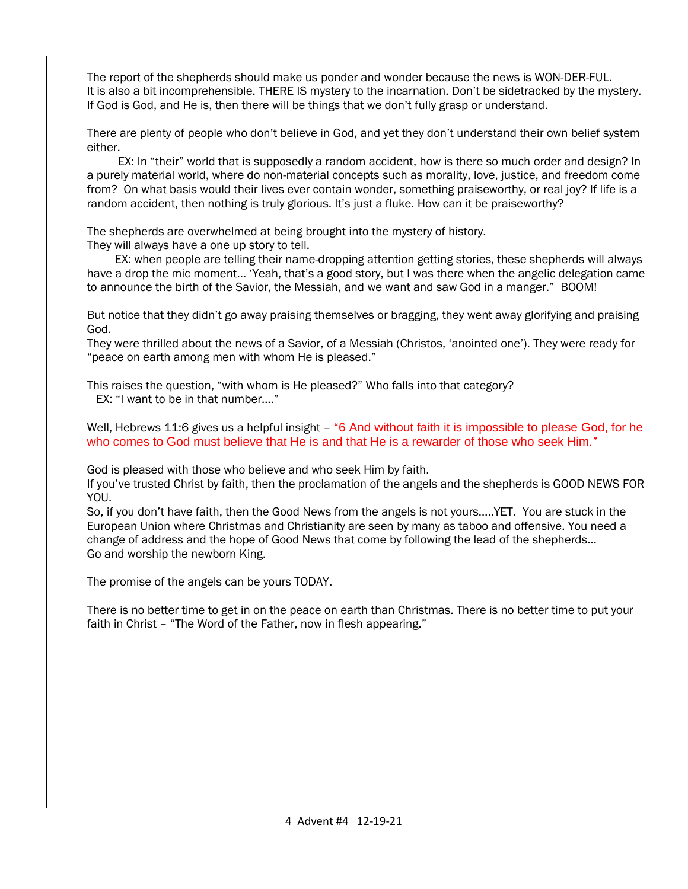The report of the shepherds should make us ponder and wonder because the news is WON-DER-FUL. It is also a bit incomprehensible. THERE IS mystery to the incarnation. Don't be sidetracked by the mystery. If God is God, and He is, then there will be things that we don't fully grasp or understand.

There are plenty of people who don't believe in God, and yet they don't understand their own belief system either.

EX: In "their" world that is supposedly a random accident, how is there so much order and design? In a purely material world, where do non-material concepts such as morality, love, justice, and freedom come from? On what basis would their lives ever contain wonder, something praiseworthy, or real joy? If life is a random accident, then nothing is truly glorious. It's just a fluke. How can it be praiseworthy?

The shepherds are overwhelmed at being brought into the mystery of history.
They will always have a one up story to tell.

EX: when people are telling their name-dropping attention getting stories, these shepherds will always have a drop the mic moment… 'Yeah, that's a good story, but I was there when the angelic delegation came to announce the birth of the Savior, the Messiah, and we want and saw God in a manger." BOOM!

But notice that they didn't go away praising themselves or bragging, they went away glorifying and praising God.
They were thrilled about the news of a Savior, of a Messiah (Christos, 'anointed one'). They were ready for "peace on earth among men with whom He is pleased."

This raises the question, "with whom is He pleased?" Who falls into that category?
EX: "I want to be in that number…."

Well, Hebrews 11:6 gives us a helpful insight – "6 And without faith it is impossible to please God, for he who comes to God must believe that He is and that He is a rewarder of those who seek Him."

God is pleased with those who believe and who seek Him by faith.
If you've trusted Christ by faith, then the proclamation of the angels and the shepherds is GOOD NEWS FOR YOU.
So, if you don't have faith, then the Good News from the angels is not yours…..YET. You are stuck in the European Union where Christmas and Christianity are seen by many as taboo and offensive. You need a change of address and the hope of Good News that come by following the lead of the shepherds…
Go and worship the newborn King.

The promise of the angels can be yours TODAY.

There is no better time to get in on the peace on earth than Christmas. There is no better time to put your faith in Christ – "The Word of the Father, now in flesh appearing."